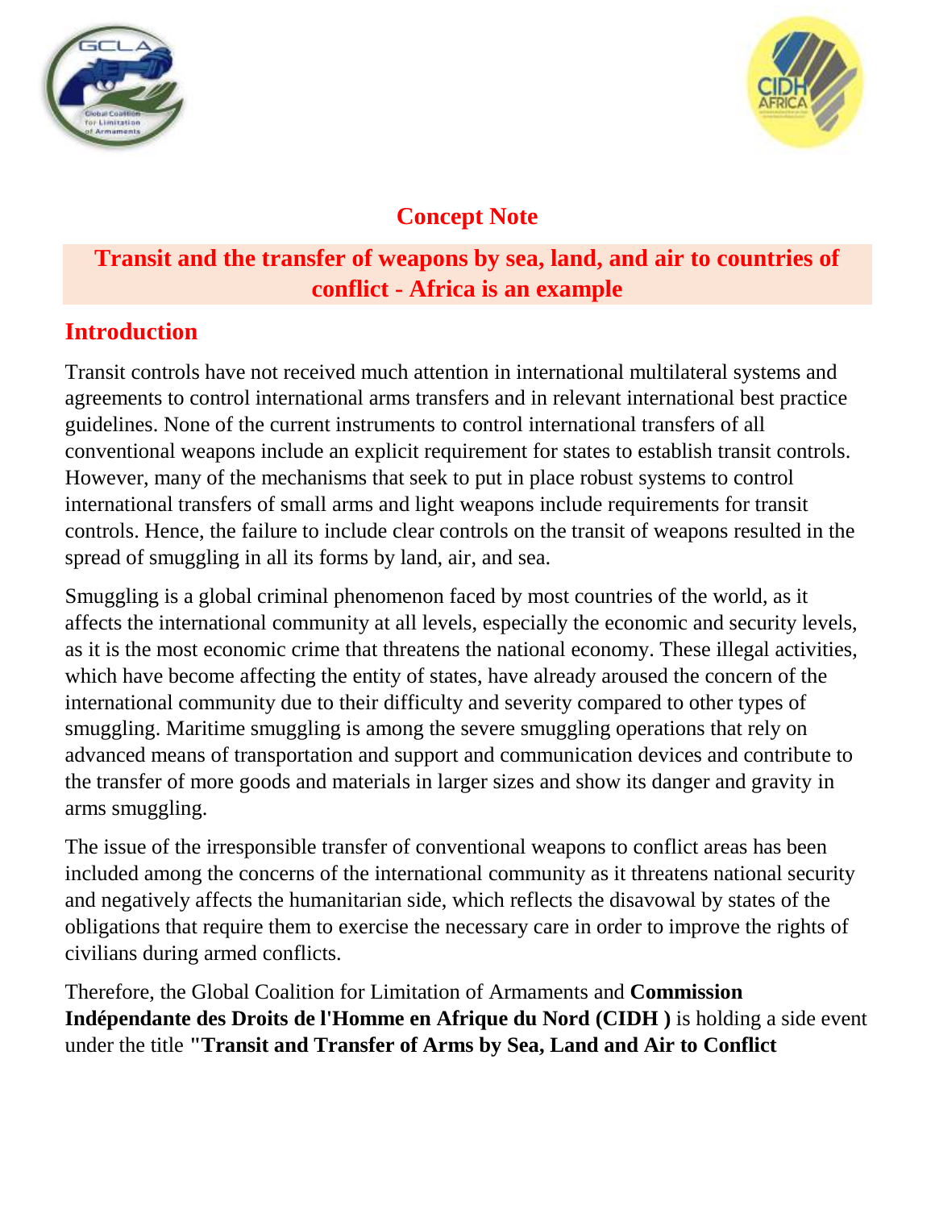# Concept Note

## Transit and the transfer of weapons by sea, land, and air to countries of conflict - Africa is an example

## Introduction

Transit controls have not received much attention in international multilateral systems and agreements to control international arms transfers and in relevant international best practice guidelines. None of the current instruments to control international transfers of all conventional weapons include an explicit requirement for states to establish transit controls. However, many of the mechanisms that seek to put in place robust systems to control international transfers of small arms and light weapons include requirements for transit controls. Hence, the failure to include clear controls on the transit of weapons resulted in the spread of smuggling in all its forms by land, air, and sea.

Smuggling is a global criminal phenomenon faced by most countries of the world, as it affects the international community at all levels, especially the economic and security levels, as it is the most economic crime that threatens the national economy. These illegal activities, which have become affecting the entity of states, have already aroused the concern of the international community due to their difficulty and severity compared to other types of smuggling. Maritime smuggling is among the severe smuggling operations that rely on advanced means of transportation and support and communication devices and contribute to the transfer of more goods and materials in larger sizes and show its danger and gravity in arms smuggling.

The issue of the irresponsible transfer of conventional weapons to conflict areas has been included among the concerns of the international community as it threatens national security and negatively affects the humanitarian side, which reflects the disavowal by states of the obligations that require them to exercise the necessary care in order to improve the rights of civilians during armed conflicts.

Therefore, the Global Coalition for Limitation of Armaments and **Commission Indépendante des Droits de l'Homme en Afrique du Nord (CIDH )** is holding a side event under the title **"Transit and Transfer of Arms by Sea, Land and Air to Conflict**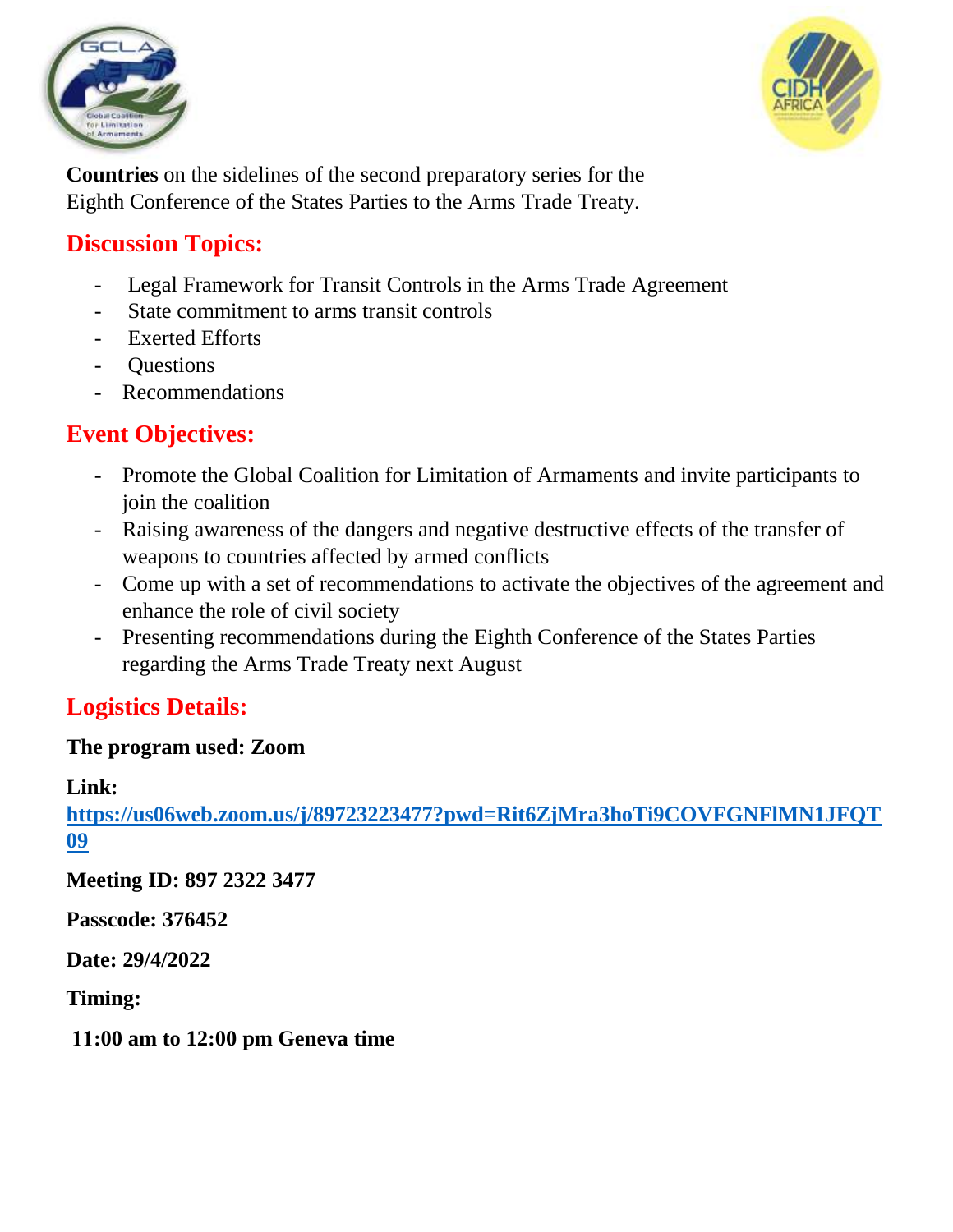**Countries** on the sidelines of the second preparatory series for the Eighth Conference of the States Parties to the Arms Trade Treaty.

## Discussion Topics:

- Legal Framework for Transit Controls in the Arms Trade Agreement
- State commitment to arms transit controls
- Exerted Efforts
- Questions
- Recommendations

## Event Objectives:

- Promote the Global Coalition for Limitation of Armaments and invite participants to join the coalition
- Raising awareness of the dangers and negative destructive effects of the transfer of weapons to countries affected by armed conflicts
- Come up with a set of recommendations to activate the objectives of the agreement and enhance the role of civil society
- Presenting recommendations during the Eighth Conference of the States Parties regarding the Arms Trade Treaty next August

## Logistics Details:

**The program used: Zoom**

**Link:**
**https://us06web.zoom.us/j/89723223477?pwd=Rit6ZjMra3hoTi9COVFGNFlMN1JFQT09**

**Meeting ID: 897 2322 3477**

**Passcode: 376452**

**Date: 29/4/2022**

**Timing:**

**11:00 am to 12:00 pm Geneva time**